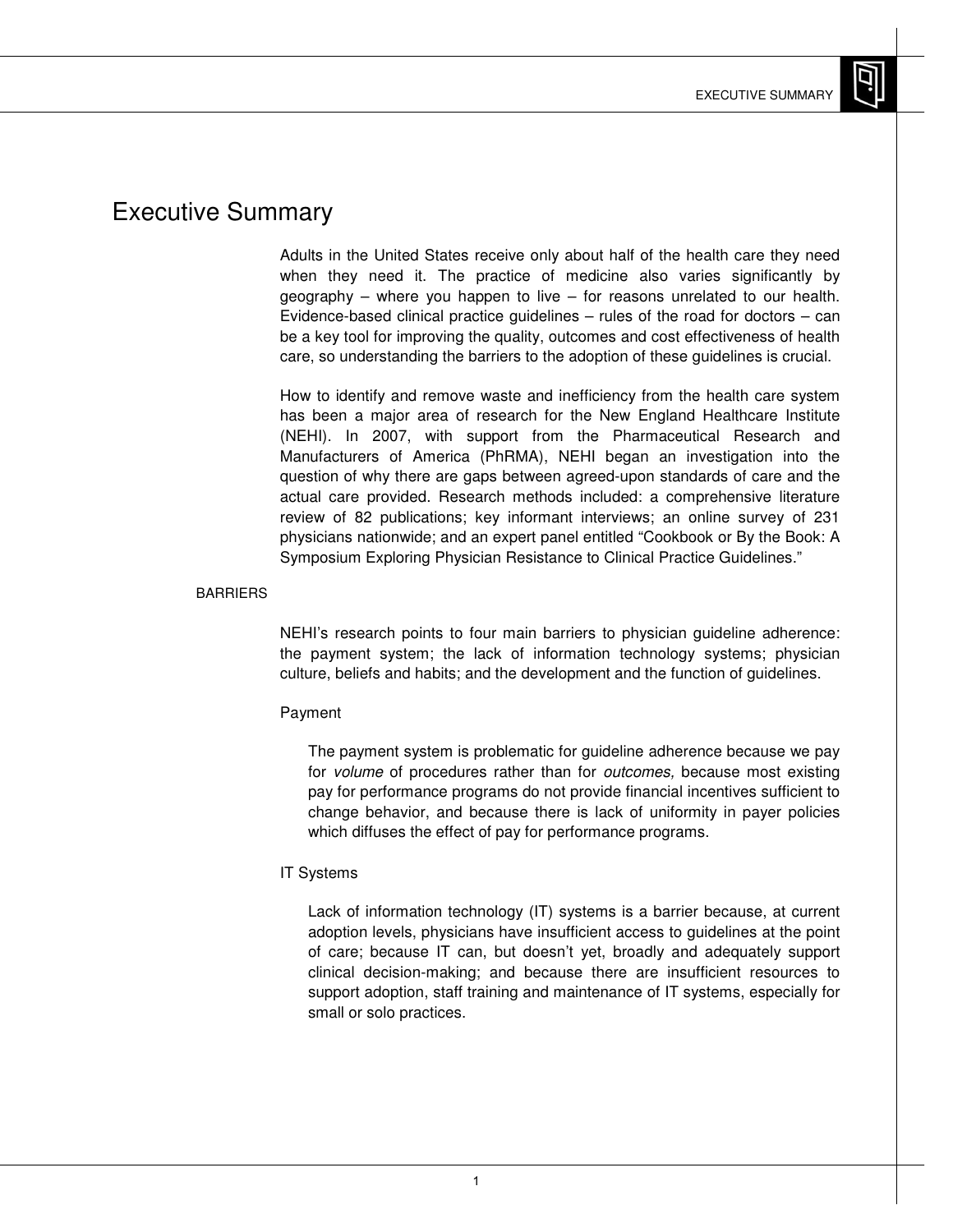# Executive Summary

Adults in the United States receive only about half of the health care they need when they need it. The practice of medicine also varies significantly by geography – where you happen to live – for reasons unrelated to our health. Evidence-based clinical practice guidelines – rules of the road for doctors – can be a key tool for improving the quality, outcomes and cost effectiveness of health care, so understanding the barriers to the adoption of these guidelines is crucial.

How to identify and remove waste and inefficiency from the health care system has been a major area of research for the New England Healthcare Institute (NEHI). In 2007, with support from the Pharmaceutical Research and Manufacturers of America (PhRMA), NEHI began an investigation into the question of why there are gaps between agreed-upon standards of care and the actual care provided. Research methods included: a comprehensive literature review of 82 publications; key informant interviews; an online survey of 231 physicians nationwide; and an expert panel entitled "Cookbook or By the Book: A Symposium Exploring Physician Resistance to Clinical Practice Guidelines."

## BARRIERS

NEHI's research points to four main barriers to physician guideline adherence: the payment system; the lack of information technology systems; physician culture, beliefs and habits; and the development and the function of guidelines.

### Payment

The payment system is problematic for guideline adherence because we pay for *volume* of procedures rather than for *outcomes,* because most existing pay for performance programs do not provide financial incentives sufficient to change behavior, and because there is lack of uniformity in payer policies which diffuses the effect of pay for performance programs.

### IT Systems

Lack of information technology (IT) systems is a barrier because, at current adoption levels, physicians have insufficient access to guidelines at the point of care; because IT can, but doesn't yet, broadly and adequately support clinical decision-making; and because there are insufficient resources to support adoption, staff training and maintenance of IT systems, especially for small or solo practices.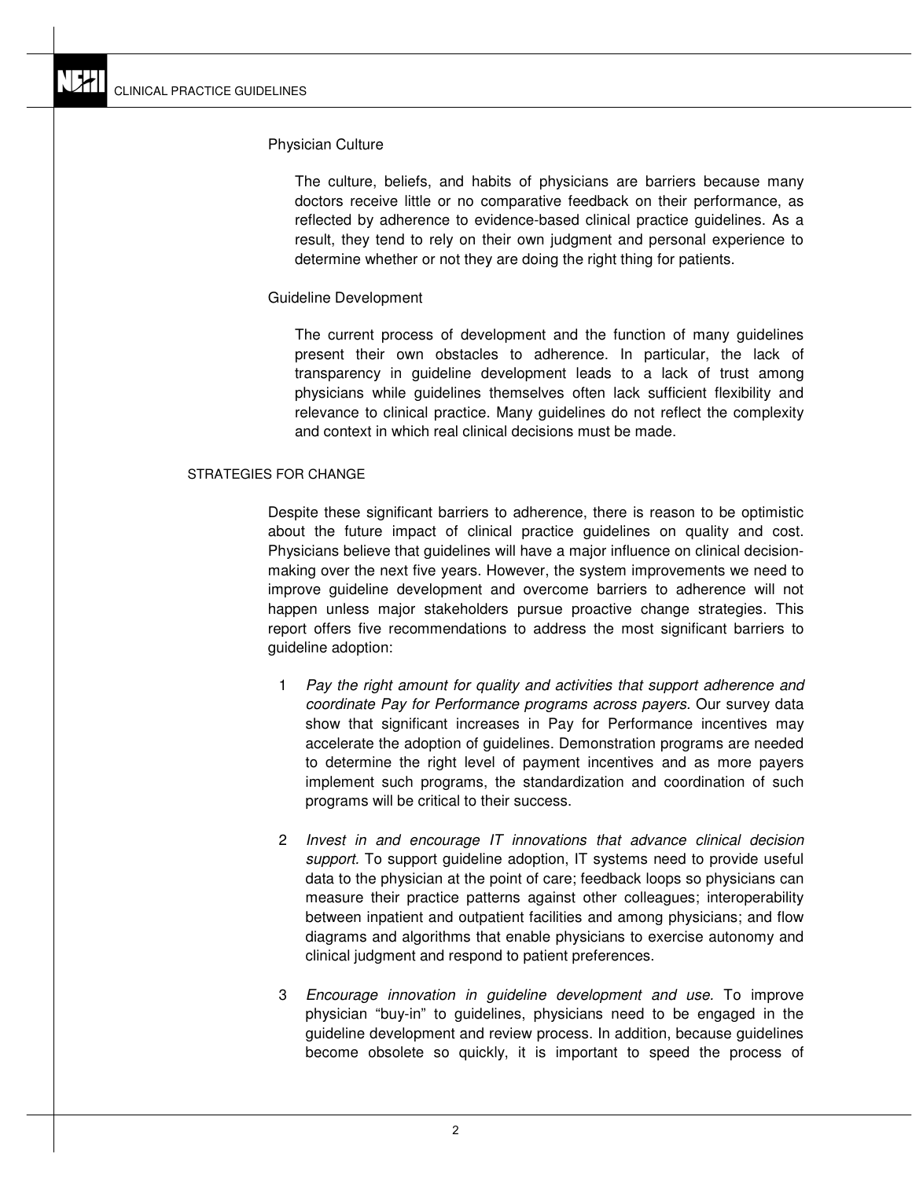### Physician Culture

The culture, beliefs, and habits of physicians are barriers because many doctors receive little or no comparative feedback on their performance, as reflected by adherence to evidence-based clinical practice guidelines. As a result, they tend to rely on their own judgment and personal experience to determine whether or not they are doing the right thing for patients.

### Guideline Development

The current process of development and the function of many guidelines present their own obstacles to adherence. In particular, the lack of transparency in guideline development leads to a lack of trust among physicians while guidelines themselves often lack sufficient flexibility and relevance to clinical practice. Many guidelines do not reflect the complexity and context in which real clinical decisions must be made.

## STRATEGIES FOR CHANGE

Despite these significant barriers to adherence, there is reason to be optimistic about the future impact of clinical practice guidelines on quality and cost. Physicians believe that guidelines will have a major influence on clinical decision-making over the next five years. However, the system improvements we need to improve guideline development and overcome barriers to adherence will not happen unless major stakeholders pursue proactive change strategies. This report offers five recommendations to address the most significant barriers to guideline adoption:

1. *Pay the right amount for quality and activities that support adherence and coordinate Pay for Performance programs across payers*. Our survey data show that significant increases in Pay for Performance incentives may accelerate the adoption of guidelines. Demonstration programs are needed to determine the right level of payment incentives and as more payers implement such programs, the standardization and coordination of such programs will be critical to their success.

2. *Invest in and encourage IT innovations that advance clinical decision support.* To support guideline adoption, IT systems need to provide useful data to the physician at the point of care; feedback loops so physicians can measure their practice patterns against other colleagues; interoperability between inpatient and outpatient facilities and among physicians; and flow diagrams and algorithms that enable physicians to exercise autonomy and clinical judgment and respond to patient preferences.

3. *Encourage innovation in guideline development and use.* To improve physician "buy-in" to guidelines, physicians need to be engaged in the guideline development and review process. In addition, because guidelines become obsolete so quickly, it is important to speed the process of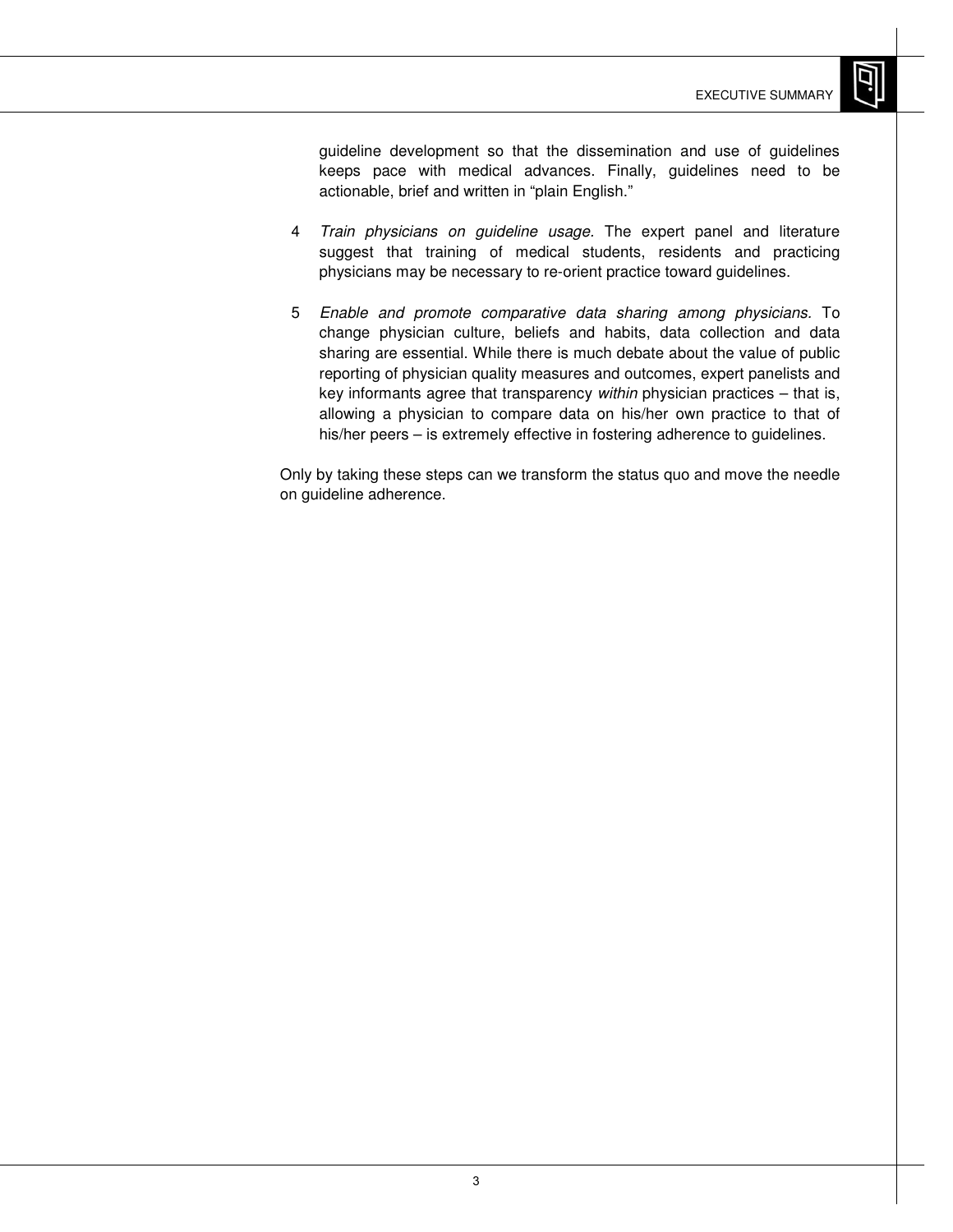guideline development so that the dissemination and use of guidelines keeps pace with medical advances. Finally, guidelines need to be actionable, brief and written in "plain English."

4. *Train physicians on guideline usage.* The expert panel and literature suggest that training of medical students, residents and practicing physicians may be necessary to re-orient practice toward guidelines.

5. *Enable and promote comparative data sharing among physicians.* To change physician culture, beliefs and habits, data collection and data sharing are essential. While there is much debate about the value of public reporting of physician quality measures and outcomes, expert panelists and key informants agree that transparency *within* physician practices – that is, allowing a physician to compare data on his/her own practice to that of his/her peers – is extremely effective in fostering adherence to guidelines.

Only by taking these steps can we transform the status quo and move the needle on guideline adherence.